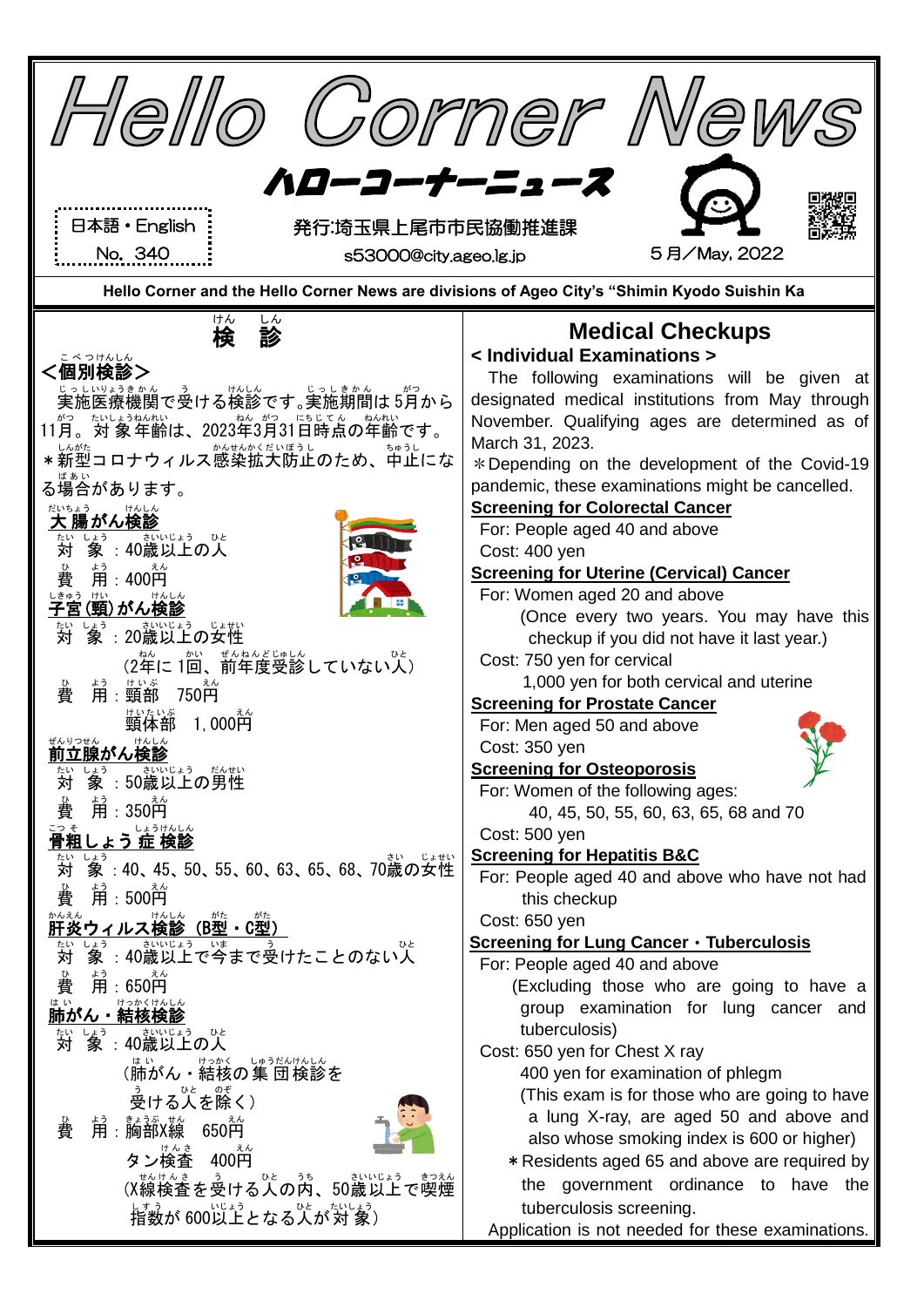# Hello Corner News

## ハローコーナーニュース

日本語・English
No. 340

発行:埼玉県上尾市市民協働推進課
s53000@city.ageo.lg.jp

5月／May, 2022

**Hello Corner and the Hello Corner News are divisions of Ageo City's "Shimin Kyodo Suishin Ka**

## 検診

### ＜個別検診＞

実施医療機関で受ける検診です。実施期間は5月から11月。対象年齢は、2023年3月31日時点の年齢です。

＊新型コロナウィルス感染拡大防止のため、中止になる場合があります。

**大腸がん検診**

対象：40歳以上の人

費用：400円

**子宮(頸)がん検診**

対象：20歳以上の女性

(2年に1回、前年度受診していない人)

費用：頸部　750円

頸体部　1,000円

**前立腺がん検診**

対象：50歳以上の男性

費用：350円

**骨粗しょう症検診**

対象：40、45、50、55、60、63、65、68、70歳の女性

費用：500円

**肝炎ウィルス検診（B型・C型）**

対象：40歳以上で今まで受けたことのない人

費用：650円

**肺がん・結核検診**

対象：40歳以上の人

(肺がん・結核の集団検診を受ける人を除く)

費用：胸部X線　650円

タン検査　400円

(X線検査を受ける人の内、50歳以上で喫煙指数が600以上となる人が対象)

## Medical Checkups

### < Individual Examinations >

The following examinations will be given at designated medical institutions from May through November. Qualifying ages are determined as of March 31, 2023.

＊Depending on the development of the Covid-19 pandemic, these examinations might be cancelled.

**Screening for Colorectal Cancer**

For: People aged 40 and above

Cost: 400 yen

**Screening for Uterine (Cervical) Cancer**

For: Women aged 20 and above

(Once every two years. You may have this checkup if you did not have it last year.)

Cost: 750 yen for cervical

1,000 yen for both cervical and uterine

**Screening for Prostate Cancer**

For: Men aged 50 and above

Cost: 350 yen

**Screening for Osteoporosis**

For: Women of the following ages:

40, 45, 50, 55, 60, 63, 65, 68 and 70

Cost: 500 yen

**Screening for Hepatitis B&C**

For: People aged 40 and above who have not had this checkup

Cost: 650 yen

**Screening for Lung Cancer・Tuberculosis**

For: People aged 40 and above

(Excluding those who are going to have a group examination for lung cancer and tuberculosis)

Cost: 650 yen for Chest X ray

400 yen for examination of phlegm

(This exam is for those who are going to have a lung X-ray, are aged 50 and above and also whose smoking index is 600 or higher)

＊Residents aged 65 and above are required by the government ordinance to have the tuberculosis screening.

Application is not needed for these examinations.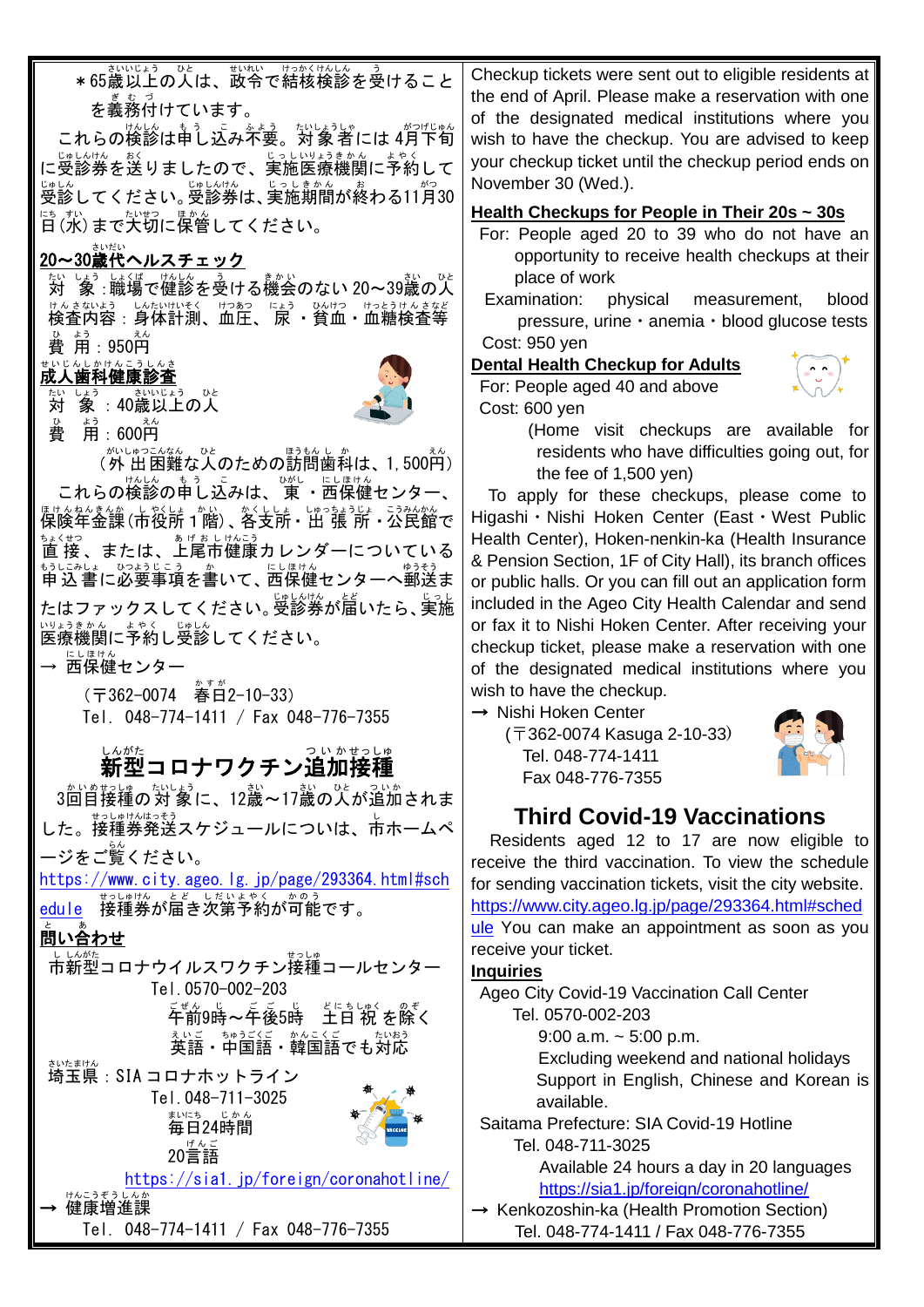＊65歳以上の人は、政令で結核検診を受けることを義務付けています。

これらの検診は申し込み不要。対象者には4月下旬に受診券を送りましたので、実施医療機関に予約して受診してください。受診券は、実施期間が終わる11月30日(水)まで大切に保管してください。

## 20～30歳代ヘルスチェック

対　象：職場で健診を受ける機会のない20～39歳の人

検査内容：身体計測、血圧、尿・貧血・血糖検査等

費　用：950円

## 成人歯科健康診査

対　象：40歳以上の人

費　用：600円

（外出困難な人のための訪問歯科は、1,500円）

これらの検診の申し込みは、東・西保健センター、保険年金課(市役所1階)、各支所・出張所・公民館で直接、または、上尾市健康カレンダーについている申込書に必要事項を書いて、西保健センターへ郵送またはファックスしてください。受診券が届いたら、実施医療機関に予約し受診してください。

→ 西保健センター

（〒362-0074　春日2-10-33）

Tel. 048-774-1411 / Fax 048-776-7355

## 新型コロナワクチン追加接種

3回目接種の対象に、12歳～17歳の人が追加されました。接種券発送スケジュールについては、市ホームページをご覧ください。

https://www.city.ageo.lg.jp/page/293364.html#schedule 接種券が届き次第予約が可能です。

**問い合わせ**

市新型コロナウイルスワクチン接種コールセンター

Tel.0570-002-203

午前9時～午後5時　土日祝を除く

英語・中国語・韓国語でも対応

埼玉県：SIAコロナホットライン

Tel.048-711-3025

毎日24時間

20言語

https://sia1.jp/foreign/coronahotline/

→ 健康増進課

Tel. 048-774-1411 / Fax 048-776-7355

---

Checkup tickets were sent out to eligible residents at the end of April. Please make a reservation with one of the designated medical institutions where you wish to have the checkup. You are advised to keep your checkup ticket until the checkup period ends on November 30 (Wed.).

## Health Checkups for People in Their 20s ~ 30s

For: People aged 20 to 39 who do not have an opportunity to receive health checkups at their place of work

Examination: physical measurement, blood pressure, urine・anemia・blood glucose tests

Cost: 950 yen

## Dental Health Checkup for Adults

For: People aged 40 and above

Cost: 600 yen

(Home visit checkups are available for residents who have difficulties going out, for the fee of 1,500 yen)

To apply for these checkups, please come to Higashi・Nishi Hoken Center (East・West Public Health Center), Hoken-nenkin-ka (Health Insurance & Pension Section, 1F of City Hall), its branch offices or public halls. Or you can fill out an application form included in the Ageo City Health Calendar and send or fax it to Nishi Hoken Center. After receiving your checkup ticket, please make a reservation with one of the designated medical institutions where you wish to have the checkup.

→ Nishi Hoken Center

(〒362-0074 Kasuga 2-10-33)

Tel. 048-774-1411

Fax 048-776-7355

## Third Covid-19 Vaccinations

Residents aged 12 to 17 are now eligible to receive the third vaccination. To view the schedule for sending vaccination tickets, visit the city website. https://www.city.ageo.lg.jp/page/293364.html#schedule You can make an appointment as soon as you receive your ticket.

**Inquiries**

Ageo City Covid-19 Vaccination Call Center

Tel. 0570-002-203

9:00 a.m. ~ 5:00 p.m.

Excluding weekend and national holidays

Support in English, Chinese and Korean is available.

Saitama Prefecture: SIA Covid-19 Hotline

Tel. 048-711-3025

Available 24 hours a day in 20 languages

https://sia1.jp/foreign/coronahotline/

→ Kenkozoshin-ka (Health Promotion Section)

Tel. 048-774-1411 / Fax 048-776-7355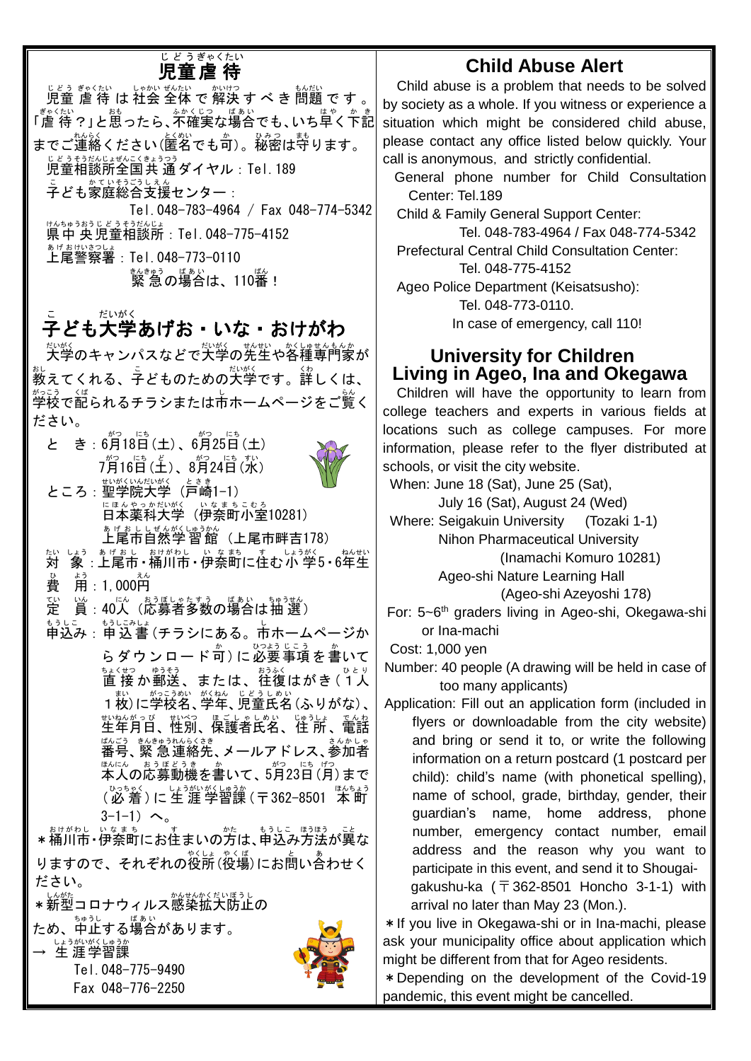# 児童虐待

児童虐待は社会全体で解決すべき問題です。「虐待？」と思ったら、不確実な場合でも、いち早く下記までご連絡ください(匿名でも可)。秘密は守ります。

児童相談所全国共通ダイヤル：Tel. 189

子ども家庭総合支援センター：
Tel. 048-783-4964 / Fax 048-774-5342

県中央児童相談所：Tel. 048-775-4152

上尾警察署：Tel. 048-773-0110

緊急の場合は、110番！

# 子ども大学あげお・いな・おけがわ

大学のキャンパスなどで大学の先生や各種専門家が教えてくれる、子どものための大学です。詳しくは、学校で配られるチラシまたは市ホームページをご覧ください。

と　き：6月18日(土)、6月25日(土)
7月16日(土)、8月24日(水)

ところ：聖学院大学 (戸崎1-1)
日本薬科大学 (伊奈町小室10281)
上尾市自然学習館 (上尾市畔吉178)

対　象：上尾市・桶川市・伊奈町に住む小学5・6年生

費　用：1,000円

定　員：40人 (応募者多数の場合は抽選)

申込み：申込書(チラシにある。市ホームページからダウンロード可)に必要事項を書いて直接か郵送、または、往復はがき(1人1枚)に学校名、学年、児童氏名(ふりがな)、生年月日、性別、保護者氏名、住所、電話番号、緊急連絡先、メールアドレス、参加者本人の応募動機を書いて、5月23日(月)まで(必着)に生涯学習課(〒362-8501 本町3-1-1) へ。

＊桶川市・伊奈町にお住まいの方は、申込み方法が異なりますので、それぞれの役所(役場)にお問い合わせください。

＊新型コロナウィルス感染拡大防止のため、中止する場合があります。

→ 生涯学習課
Tel. 048-775-9490
Fax 048-776-2250

# Child Abuse Alert

Child abuse is a problem that needs to be solved by society as a whole. If you witness or experience a situation which might be considered child abuse, please contact any office listed below quickly. Your call is anonymous, and strictly confidential.

General phone number for Child Consultation Center: Tel.189

Child & Family General Support Center:
Tel. 048-783-4964 / Fax 048-774-5342

Prefectural Central Child Consultation Center:
Tel. 048-775-4152

Ageo Police Department (Keisatsusho):
Tel. 048-773-0110.

In case of emergency, call 110!

# University for Children Living in Ageo, Ina and Okegawa

Children will have the opportunity to learn from college teachers and experts in various fields at locations such as college campuses. For more information, please refer to the flyer distributed at schools, or visit the city website.

When: June 18 (Sat), June 25 (Sat),
July 16 (Sat), August 24 (Wed)

Where: Seigakuin University (Tozaki 1-1)
Nihon Pharmaceutical University (Inamachi Komuro 10281)
Ageo-shi Nature Learning Hall (Ageo-shi Azeyoshi 178)

For: 5~6th graders living in Ageo-shi, Okegawa-shi or Ina-machi

Cost: 1,000 yen

Number: 40 people (A drawing will be held in case of too many applicants)

Application: Fill out an application form (included in flyers or downloadable from the city website) and bring or send it to, or write the following information on a return postcard (1 postcard per child): child's name (with phonetical spelling), name of school, grade, birthday, gender, their guardian's name, home address, phone number, emergency contact number, email address and the reason why you want to participate in this event, and send it to Shougai-gakushu-ka (〒362-8501 Honcho 3-1-1) with arrival no later than May 23 (Mon.).

＊If you live in Okegawa-shi or in Ina-machi, please ask your municipality office about application which might be different from that for Ageo residents.

＊Depending on the development of the Covid-19 pandemic, this event might be cancelled.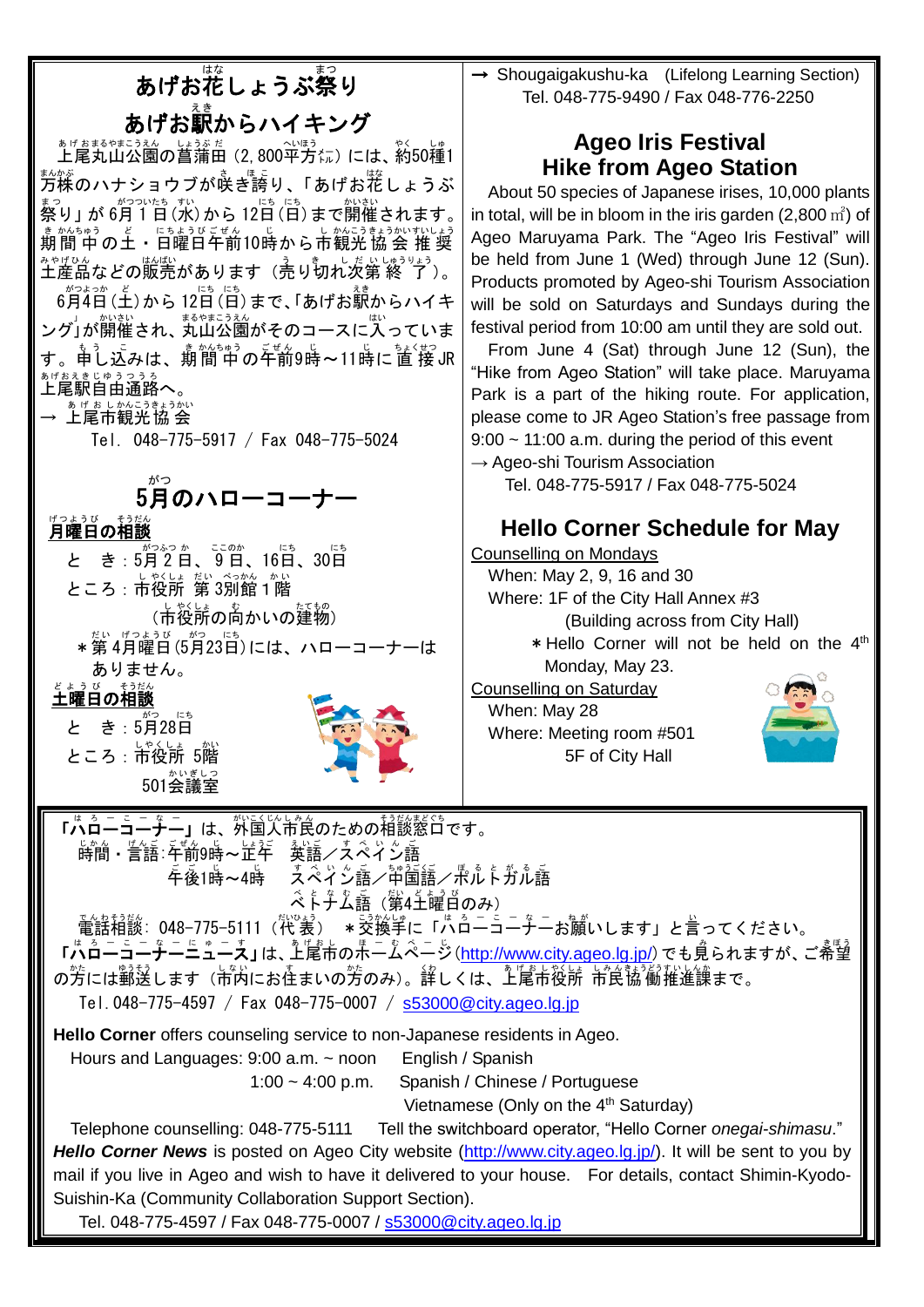→ Shougaigakushu-ka (Lifelong Learning Section)
Tel. 048-775-9490 / Fax 048-776-2250

## あげお花しょうぶ祭り あげお駅からハイキング

上尾丸山公園の菖蒲田（2,800平方㍍）には、約50種1万株のハナショウブが咲き誇り、「あげお花しょうぶ祭り」が6月1日(水)から12日(日)まで開催されます。期間中の土・日曜日午前10時から市観光協会推奨土産品などの販売があります（売り切れ次第終了）。

6月4日(土)から12日(日)まで、「あげお駅からハイキング」が開催され、丸山公園がそのコースに入っています。申し込みは、期間中の午前9時～11時に直接JR上尾駅自由通路へ。

→ 上尾市観光協会
Tel. 048-775-5917 / Fax 048-775-5024

## Ageo Iris Festival Hike from Ageo Station

About 50 species of Japanese irises, 10,000 plants in total, will be in bloom in the iris garden (2,800 ㎡) of Ageo Maruyama Park. The "Ageo Iris Festival" will be held from June 1 (Wed) through June 12 (Sun). Products promoted by Ageo-shi Tourism Association will be sold on Saturdays and Sundays during the festival period from 10:00 am until they are sold out.

From June 4 (Sat) through June 12 (Sun), the "Hike from Ageo Station" will take place. Maruyama Park is a part of the hiking route. For application, please come to JR Ageo Station's free passage from 9:00 ~ 11:00 a.m. during the period of this event

→ Ageo-shi Tourism Association
Tel. 048-775-5917 / Fax 048-775-5024

## 5月のハローコーナー

**月曜日の相談**

とき：5月2日、9日、16日、30日
ところ：市役所 第3別館1階
（市役所の向かいの建物）
＊第4月曜日(5月23日)には、ハローコーナーはありません。

**土曜日の相談**

とき：5月28日
ところ：市役所 5階
501会議室

## Hello Corner Schedule for May

Counselling on Mondays

When: May 2, 9, 16 and 30
Where: 1F of the City Hall Annex #3
(Building across from City Hall)
＊Hello Corner will not be held on the 4th Monday, May 23.

Counselling on Saturday

When: May 28
Where: Meeting room #501
5F of City Hall

---

「ハローコーナー」は、外国人市民のための相談窓口です。

時間・言語：午前9時～正午　英語／スペイン語
午後1時～4時　スペイン語／中国語／ポルトガル語
ベトナム語（第4土曜日のみ）

電話相談：048-775-5111（代表）　＊交換手に「ハローコーナーお願いします」と言ってください。

「ハローコーナーニュース」は、上尾市のホームページ(http://www.city.ageo.lg.jp/)でも見られますが、ご希望の方には郵送します（市内にお住まいの方のみ）。詳しくは、上尾市役所 市民協働推進課まで。

Tel. 048-775-4597 / Fax 048-775-0007 / s53000@city.ageo.lg.jp

**Hello Corner** offers counseling service to non-Japanese residents in Ageo.

Hours and Languages: 9:00 a.m. ~ noon　English / Spanish
1:00 ~ 4:00 p.m.　Spanish / Chinese / Portuguese
Vietnamese (Only on the 4th Saturday)

Telephone counselling: 048-775-5111　Tell the switchboard operator, "Hello Corner *onegai-shimasu*."

***Hello Corner News*** is posted on Ageo City website (http://www.city.ageo.lg.jp/). It will be sent to you by mail if you live in Ageo and wish to have it delivered to your house. For details, contact Shimin-Kyodo-Suishin-Ka (Community Collaboration Support Section).

Tel. 048-775-4597 / Fax 048-775-0007 / s53000@city.ageo.lg.jp